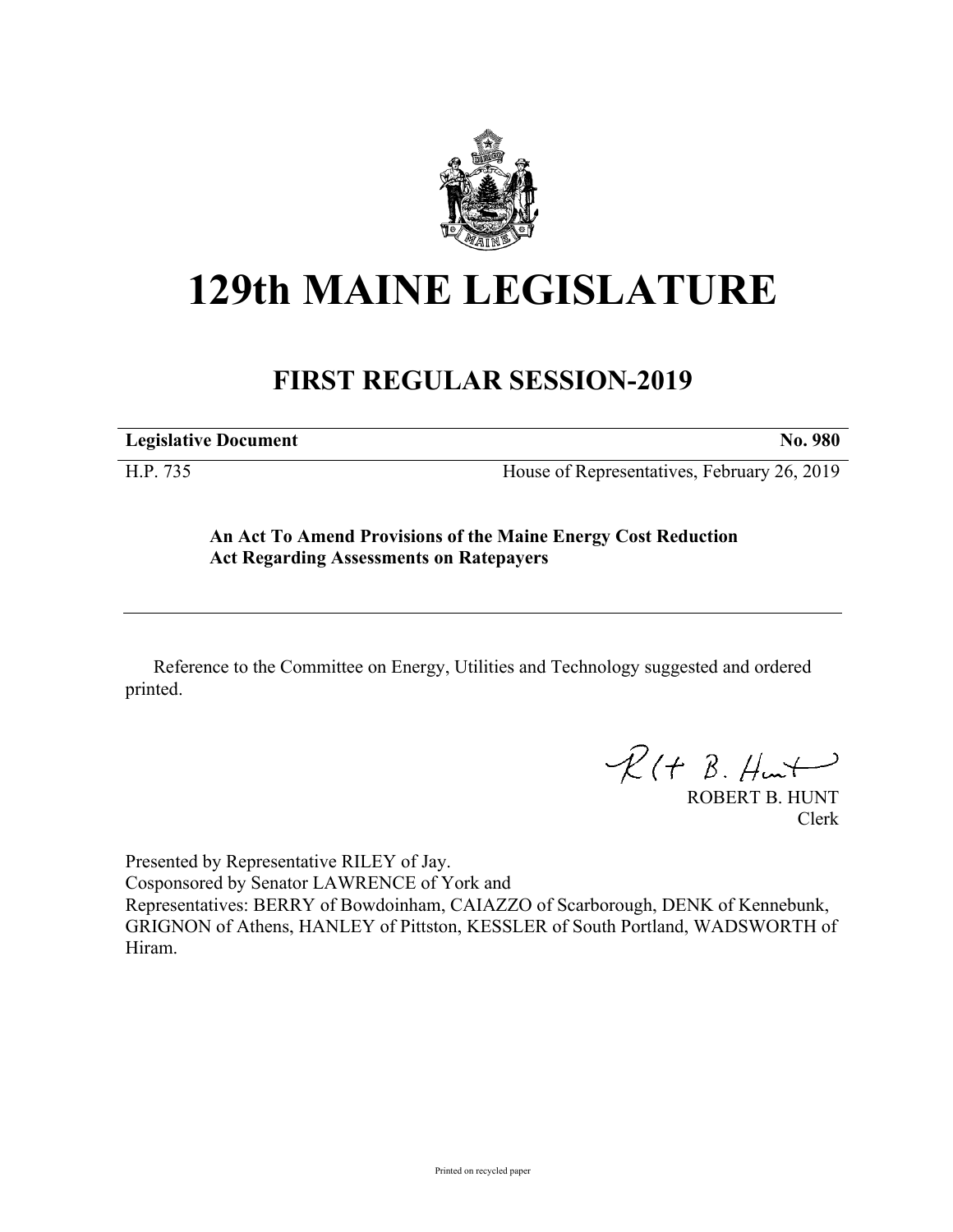# 129th MAINE LEGISLATURE

## FIRST REGULAR SESSION-2019

**Legislative Document** **No. 980**

H.P. 735 House of Representatives, February 26, 2019

**An Act To Amend Provisions of the Maine Energy Cost Reduction Act Regarding Assessments on Ratepayers**

Reference to the Committee on Energy, Utilities and Technology suggested and ordered printed.

ROBERT B. HUNT
Clerk

Presented by Representative RILEY of Jay.
Cosponsored by Senator LAWRENCE of York and
Representatives: BERRY of Bowdoinham, CAIAZZO of Scarborough, DENK of Kennebunk, GRIGNON of Athens, HANLEY of Pittston, KESSLER of South Portland, WADSWORTH of Hiram.

Printed on recycled paper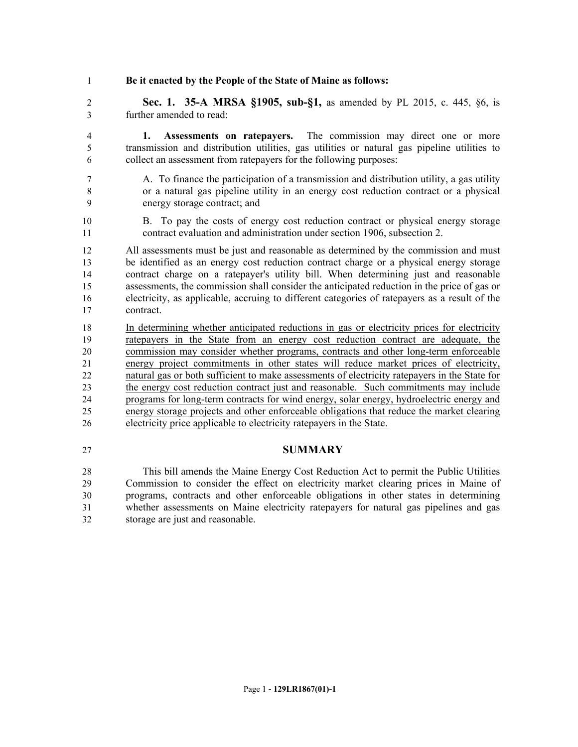**Be it enacted by the People of the State of Maine as follows:**

**Sec. 1. 35-A MRSA §1905, sub-§1,** as amended by PL 2015, c. 445, §6, is further amended to read:

**1. Assessments on ratepayers.** The commission may direct one or more transmission and distribution utilities, gas utilities or natural gas pipeline utilities to collect an assessment from ratepayers for the following purposes:

A. To finance the participation of a transmission and distribution utility, a gas utility or a natural gas pipeline utility in an energy cost reduction contract or a physical energy storage contract; and

B. To pay the costs of energy cost reduction contract or physical energy storage contract evaluation and administration under section 1906, subsection 2.

All assessments must be just and reasonable as determined by the commission and must be identified as an energy cost reduction contract charge or a physical energy storage contract charge on a ratepayer's utility bill. When determining just and reasonable assessments, the commission shall consider the anticipated reduction in the price of gas or electricity, as applicable, accruing to different categories of ratepayers as a result of the contract.

<u>In determining whether anticipated reductions in gas or electricity prices for electricity ratepayers in the State from an energy cost reduction contract are adequate, the commission may consider whether programs, contracts and other long-term enforceable energy project commitments in other states will reduce market prices of electricity, natural gas or both sufficient to make assessments of electricity ratepayers in the State for the energy cost reduction contract just and reasonable. Such commitments may include programs for long-term contracts for wind energy, solar energy, hydroelectric energy and energy storage projects and other enforceable obligations that reduce the market clearing electricity price applicable to electricity ratepayers in the State.</u>

## SUMMARY

This bill amends the Maine Energy Cost Reduction Act to permit the Public Utilities Commission to consider the effect on electricity market clearing prices in Maine of programs, contracts and other enforceable obligations in other states in determining whether assessments on Maine electricity ratepayers for natural gas pipelines and gas storage are just and reasonable.